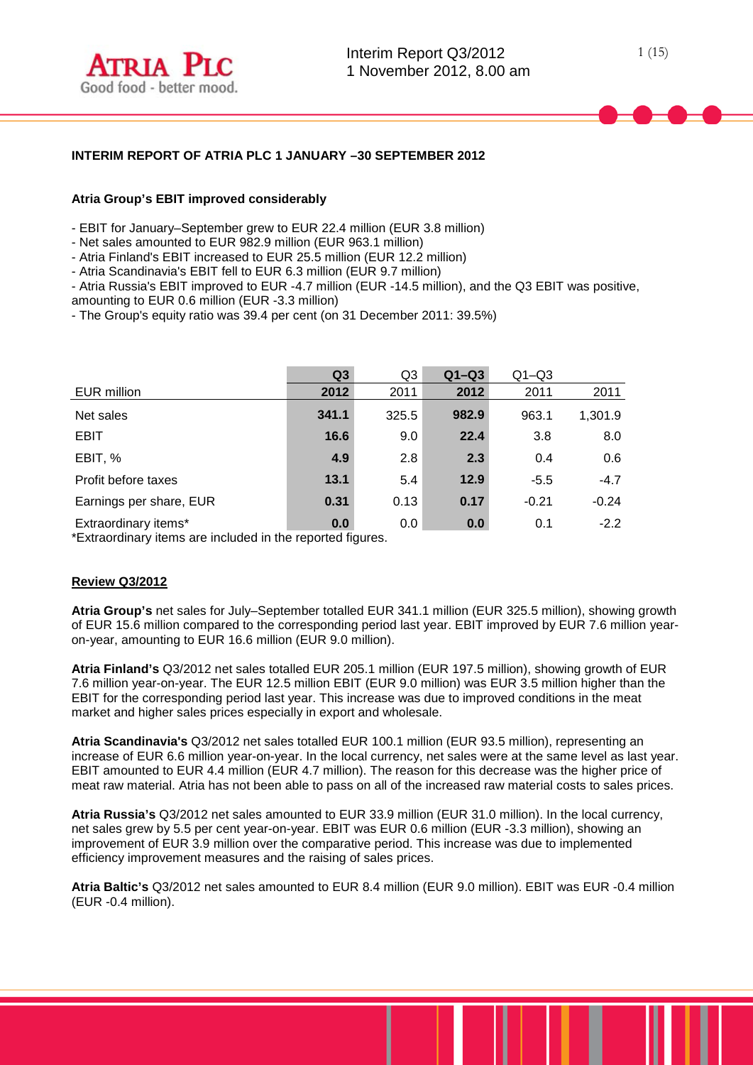## INTERIM REPORT OF ATRIA PLC 1 JANUARY –30 SEPTEMBER 2012

**Atria Group's EBIT improved considerably**

- EBIT for January–September grew to EUR 22.4 million (EUR 3.8 million)
- Net sales amounted to EUR 982.9 million (EUR 963.1 million)
- Atria Finland's EBIT increased to EUR 25.5 million (EUR 12.2 million)
- Atria Scandinavia's EBIT fell to EUR 6.3 million (EUR 9.7 million)
- Atria Russia's EBIT improved to EUR -4.7 million (EUR -14.5 million), and the Q3 EBIT was positive, amounting to EUR 0.6 million (EUR -3.3 million)
- The Group's equity ratio was 39.4 per cent (on 31 December 2011: 39.5%)

| EUR million | **Q3 2012** | Q3 2011 | **Q1–Q3 2012** | Q1–Q3 2011 | 2011 |
|---|---|---|---|---|---|
| Net sales | **341.1** | 325.5 | **982.9** | 963.1 | 1,301.9 |
| EBIT | **16.6** | 9.0 | **22.4** | 3.8 | 8.0 |
| EBIT, % | **4.9** | 2.8 | **2.3** | 0.4 | 0.6 |
| Profit before taxes | **13.1** | 5.4 | **12.9** | -5.5 | -4.7 |
| Earnings per share, EUR | **0.31** | 0.13 | **0.17** | -0.21 | -0.24 |
| Extraordinary items* | **0.0** | 0.0 | **0.0** | 0.1 | -2.2 |

*Extraordinary items are included in the reported figures.

### Review Q3/2012

**Atria Group's** net sales for July–September totalled EUR 341.1 million (EUR 325.5 million), showing growth of EUR 15.6 million compared to the corresponding period last year. EBIT improved by EUR 7.6 million year-on-year, amounting to EUR 16.6 million (EUR 9.0 million).

**Atria Finland's** Q3/2012 net sales totalled EUR 205.1 million (EUR 197.5 million), showing growth of EUR 7.6 million year-on-year. The EUR 12.5 million EBIT (EUR 9.0 million) was EUR 3.5 million higher than the EBIT for the corresponding period last year. This increase was due to improved conditions in the meat market and higher sales prices especially in export and wholesale.

**Atria Scandinavia's** Q3/2012 net sales totalled EUR 100.1 million (EUR 93.5 million), representing an increase of EUR 6.6 million year-on-year. In the local currency, net sales were at the same level as last year. EBIT amounted to EUR 4.4 million (EUR 4.7 million). The reason for this decrease was the higher price of meat raw material. Atria has not been able to pass on all of the increased raw material costs to sales prices.

**Atria Russia's** Q3/2012 net sales amounted to EUR 33.9 million (EUR 31.0 million). In the local currency, net sales grew by 5.5 per cent year-on-year. EBIT was EUR 0.6 million (EUR -3.3 million), showing an improvement of EUR 3.9 million over the comparative period. This increase was due to implemented efficiency improvement measures and the raising of sales prices.

**Atria Baltic's** Q3/2012 net sales amounted to EUR 8.4 million (EUR 9.0 million). EBIT was EUR -0.4 million (EUR -0.4 million).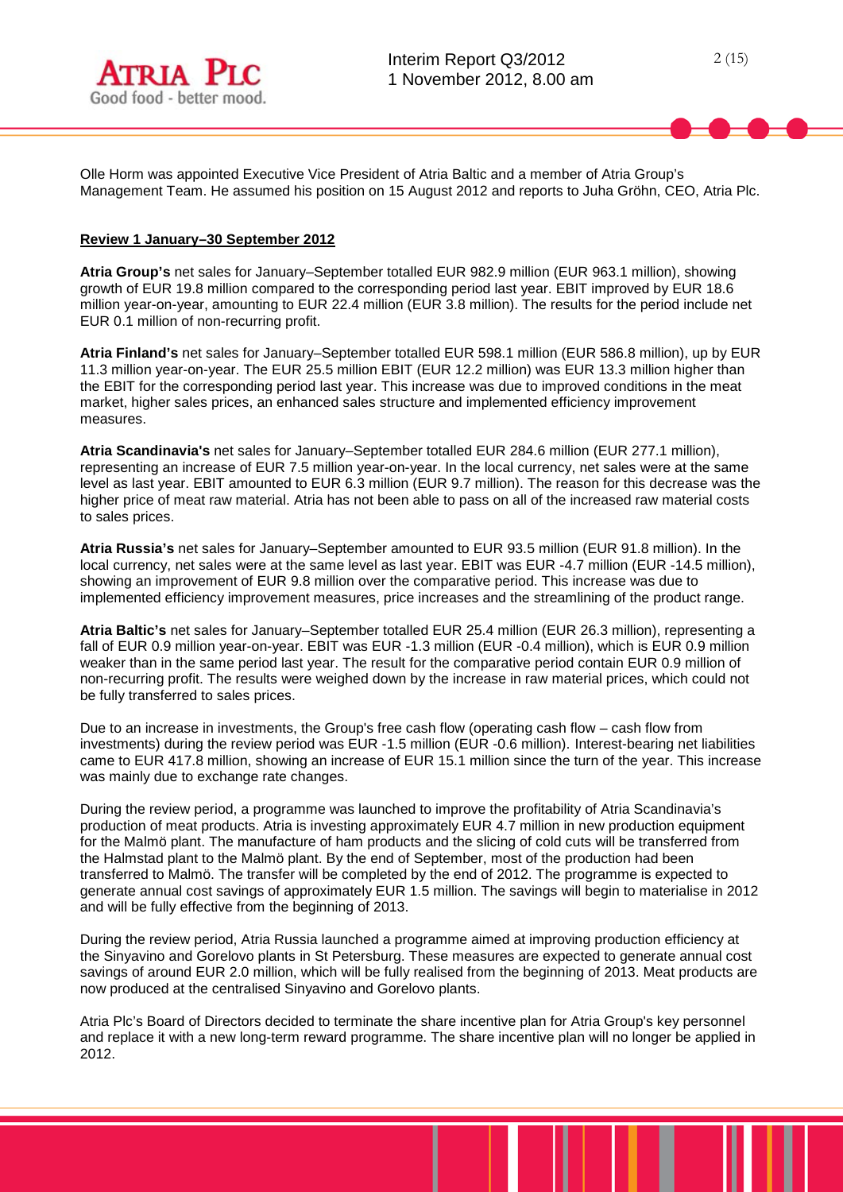Olle Horm was appointed Executive Vice President of Atria Baltic and a member of Atria Group's Management Team. He assumed his position on 15 August 2012 and reports to Juha Gröhn, CEO, Atria Plc.

## Review 1 January–30 September 2012

**Atria Group's** net sales for January–September totalled EUR 982.9 million (EUR 963.1 million), showing growth of EUR 19.8 million compared to the corresponding period last year. EBIT improved by EUR 18.6 million year-on-year, amounting to EUR 22.4 million (EUR 3.8 million). The results for the period include net EUR 0.1 million of non-recurring profit.

**Atria Finland's** net sales for January–September totalled EUR 598.1 million (EUR 586.8 million), up by EUR 11.3 million year-on-year. The EUR 25.5 million EBIT (EUR 12.2 million) was EUR 13.3 million higher than the EBIT for the corresponding period last year. This increase was due to improved conditions in the meat market, higher sales prices, an enhanced sales structure and implemented efficiency improvement measures.

**Atria Scandinavia's** net sales for January–September totalled EUR 284.6 million (EUR 277.1 million), representing an increase of EUR 7.5 million year-on-year. In the local currency, net sales were at the same level as last year. EBIT amounted to EUR 6.3 million (EUR 9.7 million). The reason for this decrease was the higher price of meat raw material. Atria has not been able to pass on all of the increased raw material costs to sales prices.

**Atria Russia's** net sales for January–September amounted to EUR 93.5 million (EUR 91.8 million). In the local currency, net sales were at the same level as last year. EBIT was EUR -4.7 million (EUR -14.5 million), showing an improvement of EUR 9.8 million over the comparative period. This increase was due to implemented efficiency improvement measures, price increases and the streamlining of the product range.

**Atria Baltic's** net sales for January–September totalled EUR 25.4 million (EUR 26.3 million), representing a fall of EUR 0.9 million year-on-year. EBIT was EUR -1.3 million (EUR -0.4 million), which is EUR 0.9 million weaker than in the same period last year. The result for the comparative period contain EUR 0.9 million of non-recurring profit. The results were weighed down by the increase in raw material prices, which could not be fully transferred to sales prices.

Due to an increase in investments, the Group's free cash flow (operating cash flow – cash flow from investments) during the review period was EUR -1.5 million (EUR -0.6 million). Interest-bearing net liabilities came to EUR 417.8 million, showing an increase of EUR 15.1 million since the turn of the year. This increase was mainly due to exchange rate changes.

During the review period, a programme was launched to improve the profitability of Atria Scandinavia's production of meat products. Atria is investing approximately EUR 4.7 million in new production equipment for the Malmö plant. The manufacture of ham products and the slicing of cold cuts will be transferred from the Halmstad plant to the Malmö plant. By the end of September, most of the production had been transferred to Malmö. The transfer will be completed by the end of 2012. The programme is expected to generate annual cost savings of approximately EUR 1.5 million. The savings will begin to materialise in 2012 and will be fully effective from the beginning of 2013.

During the review period, Atria Russia launched a programme aimed at improving production efficiency at the Sinyavino and Gorelovo plants in St Petersburg. These measures are expected to generate annual cost savings of around EUR 2.0 million, which will be fully realised from the beginning of 2013. Meat products are now produced at the centralised Sinyavino and Gorelovo plants.

Atria Plc's Board of Directors decided to terminate the share incentive plan for Atria Group's key personnel and replace it with a new long-term reward programme. The share incentive plan will no longer be applied in 2012.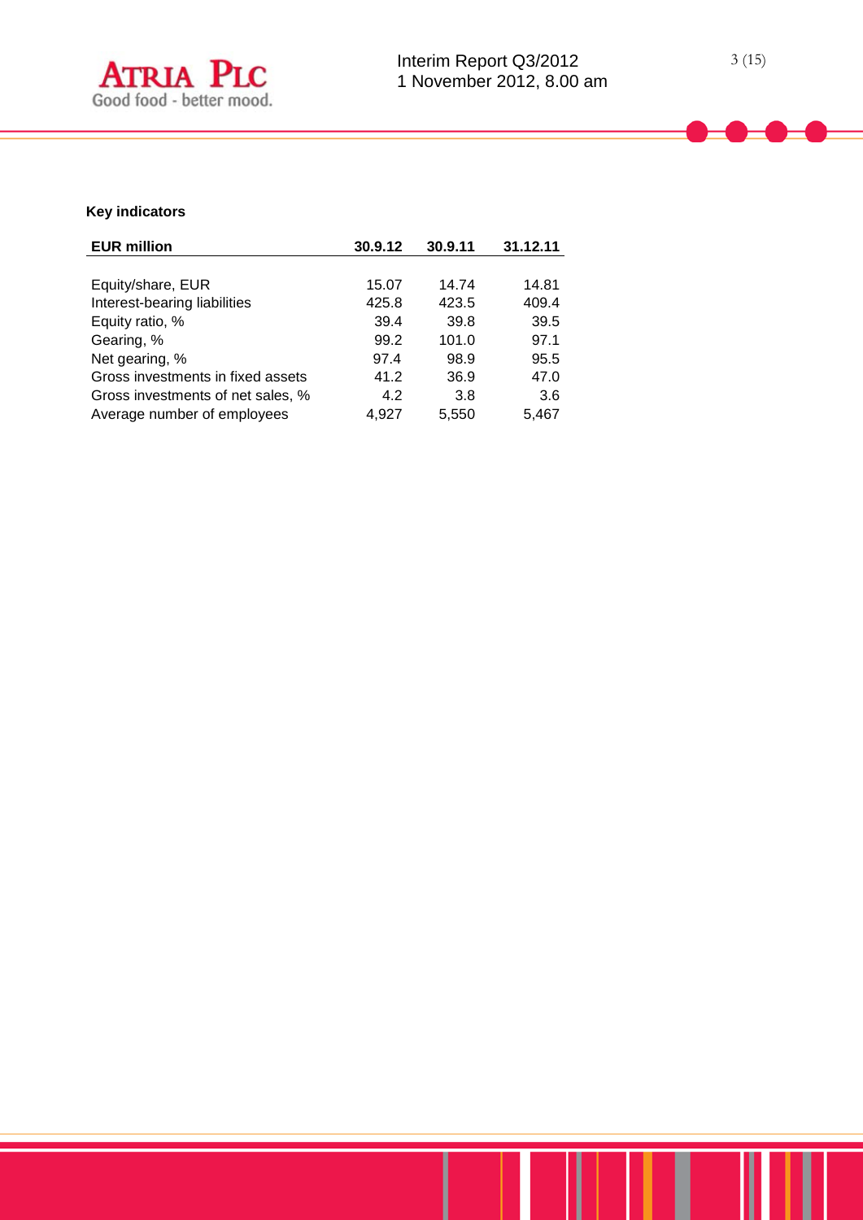**Key indicators**

| EUR million | 30.9.12 | 30.9.11 | 31.12.11 |
|---|---|---|---|
| Equity/share, EUR | 15.07 | 14.74 | 14.81 |
| Interest-bearing liabilities | 425.8 | 423.5 | 409.4 |
| Equity ratio, % | 39.4 | 39.8 | 39.5 |
| Gearing, % | 99.2 | 101.0 | 97.1 |
| Net gearing, % | 97.4 | 98.9 | 95.5 |
| Gross investments in fixed assets | 41.2 | 36.9 | 47.0 |
| Gross investments of net sales, % | 4.2 | 3.8 | 3.6 |
| Average number of employees | 4,927 | 5,550 | 5,467 |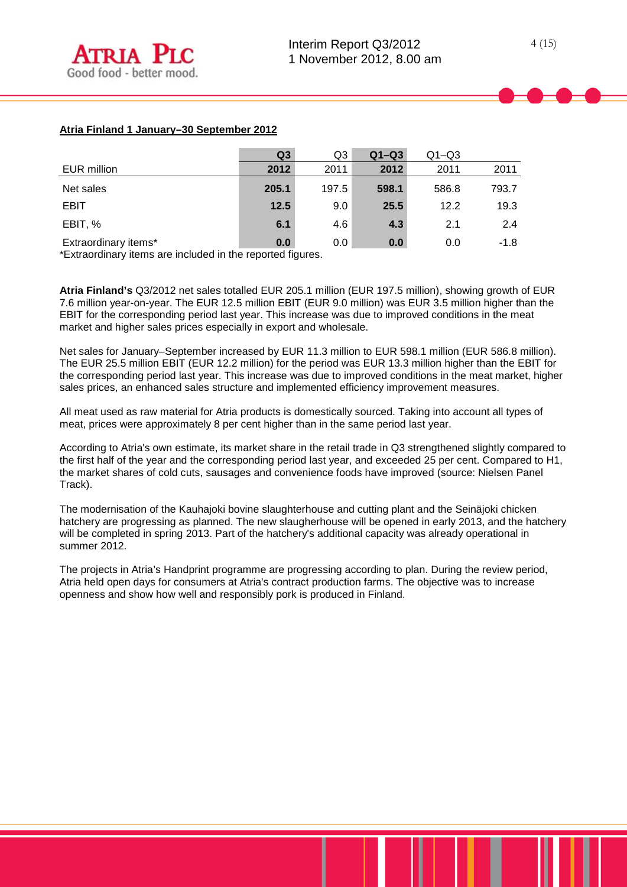## Atria Finland 1 January–30 September 2012

| EUR million | Q3 2012 | Q3 2011 | Q1–Q3 2012 | Q1–Q3 2011 | 2011 |
|---|---|---|---|---|---|
| Net sales | **205.1** | 197.5 | **598.1** | 586.8 | 793.7 |
| EBIT | **12.5** | 9.0 | **25.5** | 12.2 | 19.3 |
| EBIT, % | **6.1** | 4.6 | **4.3** | 2.1 | 2.4 |
| Extraordinary items* | **0.0** | 0.0 | **0.0** | 0.0 | -1.8 |

*Extraordinary items are included in the reported figures.

**Atria Finland's** Q3/2012 net sales totalled EUR 205.1 million (EUR 197.5 million), showing growth of EUR 7.6 million year-on-year. The EUR 12.5 million EBIT (EUR 9.0 million) was EUR 3.5 million higher than the EBIT for the corresponding period last year. This increase was due to improved conditions in the meat market and higher sales prices especially in export and wholesale.

Net sales for January–September increased by EUR 11.3 million to EUR 598.1 million (EUR 586.8 million). The EUR 25.5 million EBIT (EUR 12.2 million) for the period was EUR 13.3 million higher than the EBIT for the corresponding period last year. This increase was due to improved conditions in the meat market, higher sales prices, an enhanced sales structure and implemented efficiency improvement measures.

All meat used as raw material for Atria products is domestically sourced. Taking into account all types of meat, prices were approximately 8 per cent higher than in the same period last year.

According to Atria's own estimate, its market share in the retail trade in Q3 strengthened slightly compared to the first half of the year and the corresponding period last year, and exceeded 25 per cent. Compared to H1, the market shares of cold cuts, sausages and convenience foods have improved (source: Nielsen Panel Track).

The modernisation of the Kauhajoki bovine slaughterhouse and cutting plant and the Seinäjoki chicken hatchery are progressing as planned. The new slaugherhouse will be opened in early 2013, and the hatchery will be completed in spring 2013. Part of the hatchery's additional capacity was already operational in summer 2012.

The projects in Atria's Handprint programme are progressing according to plan. During the review period, Atria held open days for consumers at Atria's contract production farms. The objective was to increase openness and show how well and responsibly pork is produced in Finland.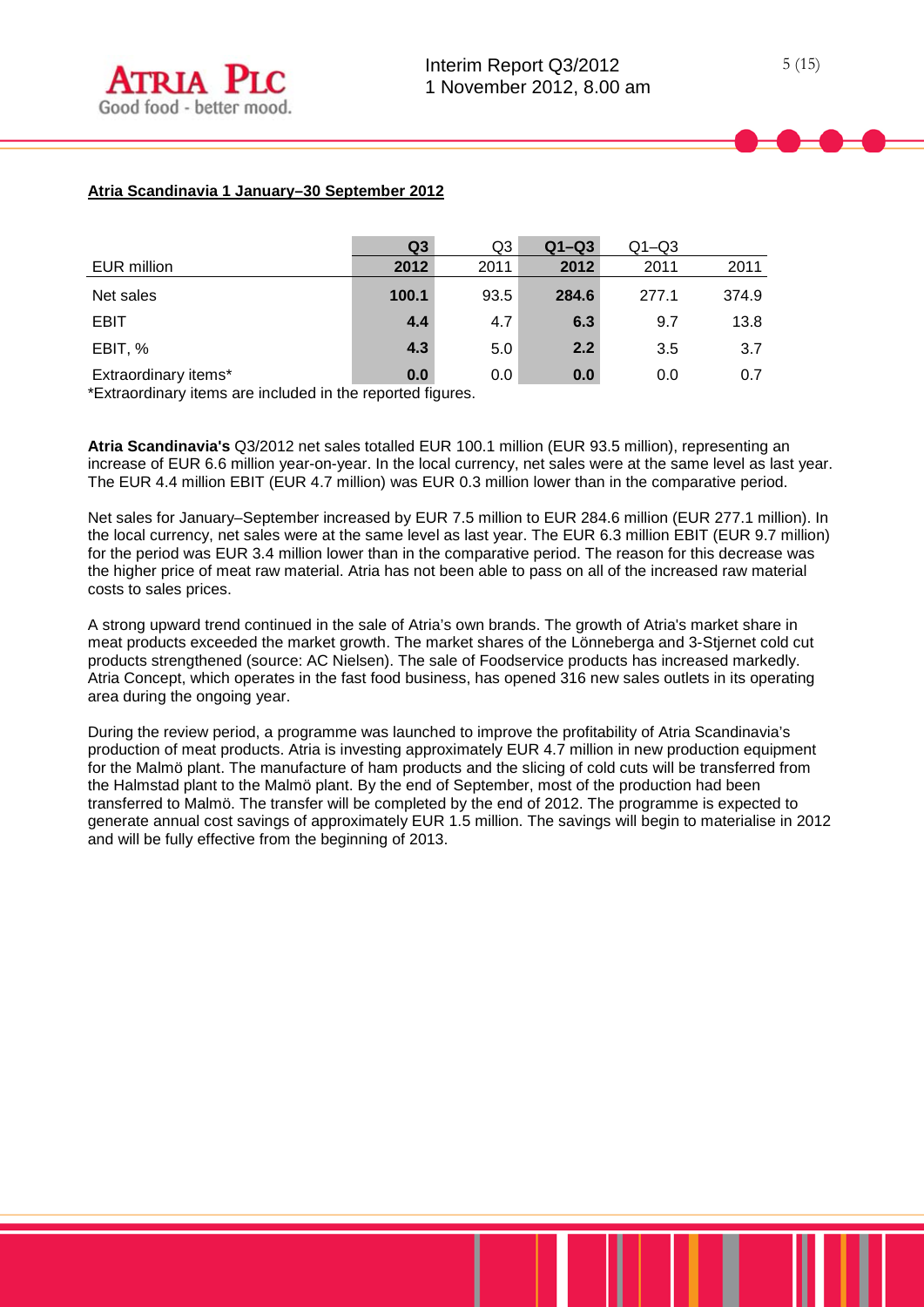**Atria Scandinavia 1 January–30 September 2012**

| EUR million | **Q3 2012** | Q3 2011 | **Q1–Q3 2012** | Q1–Q3 2011 | 2011 |
|---|---|---|---|---|---|
| Net sales | **100.1** | 93.5 | **284.6** | 277.1 | 374.9 |
| EBIT | **4.4** | 4.7 | **6.3** | 9.7 | 13.8 |
| EBIT, % | **4.3** | 5.0 | **2.2** | 3.5 | 3.7 |
| Extraordinary items* | **0.0** | 0.0 | **0.0** | 0.0 | 0.7 |

*Extraordinary items are included in the reported figures.

**Atria Scandinavia's** Q3/2012 net sales totalled EUR 100.1 million (EUR 93.5 million), representing an increase of EUR 6.6 million year-on-year. In the local currency, net sales were at the same level as last year. The EUR 4.4 million EBIT (EUR 4.7 million) was EUR 0.3 million lower than in the comparative period.

Net sales for January–September increased by EUR 7.5 million to EUR 284.6 million (EUR 277.1 million). In the local currency, net sales were at the same level as last year. The EUR 6.3 million EBIT (EUR 9.7 million) for the period was EUR 3.4 million lower than in the comparative period. The reason for this decrease was the higher price of meat raw material. Atria has not been able to pass on all of the increased raw material costs to sales prices.

A strong upward trend continued in the sale of Atria's own brands. The growth of Atria's market share in meat products exceeded the market growth. The market shares of the Lönneberga and 3-Stjernet cold cut products strengthened (source: AC Nielsen). The sale of Foodservice products has increased markedly. Atria Concept, which operates in the fast food business, has opened 316 new sales outlets in its operating area during the ongoing year.

During the review period, a programme was launched to improve the profitability of Atria Scandinavia's production of meat products. Atria is investing approximately EUR 4.7 million in new production equipment for the Malmö plant. The manufacture of ham products and the slicing of cold cuts will be transferred from the Halmstad plant to the Malmö plant. By the end of September, most of the production had been transferred to Malmö. The transfer will be completed by the end of 2012. The programme is expected to generate annual cost savings of approximately EUR 1.5 million. The savings will begin to materialise in 2012 and will be fully effective from the beginning of 2013.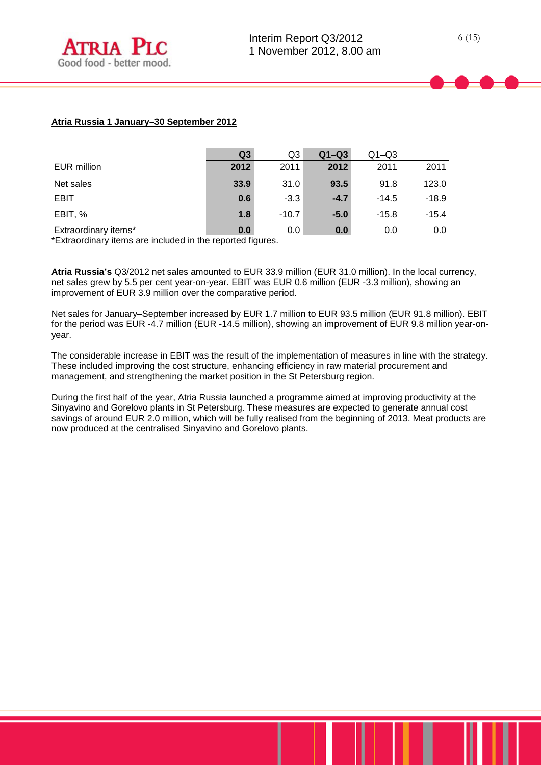**Atria Russia 1 January–30 September 2012**

| EUR million | Q3 2012 | Q3 2011 | Q1–Q3 2012 | Q1–Q3 2011 | 2011 |
|---|---|---|---|---|---|
| Net sales | **33.9** | 31.0 | **93.5** | 91.8 | 123.0 |
| EBIT | **0.6** | -3.3 | **-4.7** | -14.5 | -18.9 |
| EBIT, % | **1.8** | -10.7 | **-5.0** | -15.8 | -15.4 |
| Extraordinary items* | **0.0** | 0.0 | **0.0** | 0.0 | 0.0 |

*Extraordinary items are included in the reported figures.

**Atria Russia's** Q3/2012 net sales amounted to EUR 33.9 million (EUR 31.0 million). In the local currency, net sales grew by 5.5 per cent year-on-year. EBIT was EUR 0.6 million (EUR -3.3 million), showing an improvement of EUR 3.9 million over the comparative period.

Net sales for January–September increased by EUR 1.7 million to EUR 93.5 million (EUR 91.8 million). EBIT for the period was EUR -4.7 million (EUR -14.5 million), showing an improvement of EUR 9.8 million year-on-year.

The considerable increase in EBIT was the result of the implementation of measures in line with the strategy. These included improving the cost structure, enhancing efficiency in raw material procurement and management, and strengthening the market position in the St Petersburg region.

During the first half of the year, Atria Russia launched a programme aimed at improving productivity at the Sinyavino and Gorelovo plants in St Petersburg. These measures are expected to generate annual cost savings of around EUR 2.0 million, which will be fully realised from the beginning of 2013. Meat products are now produced at the centralised Sinyavino and Gorelovo plants.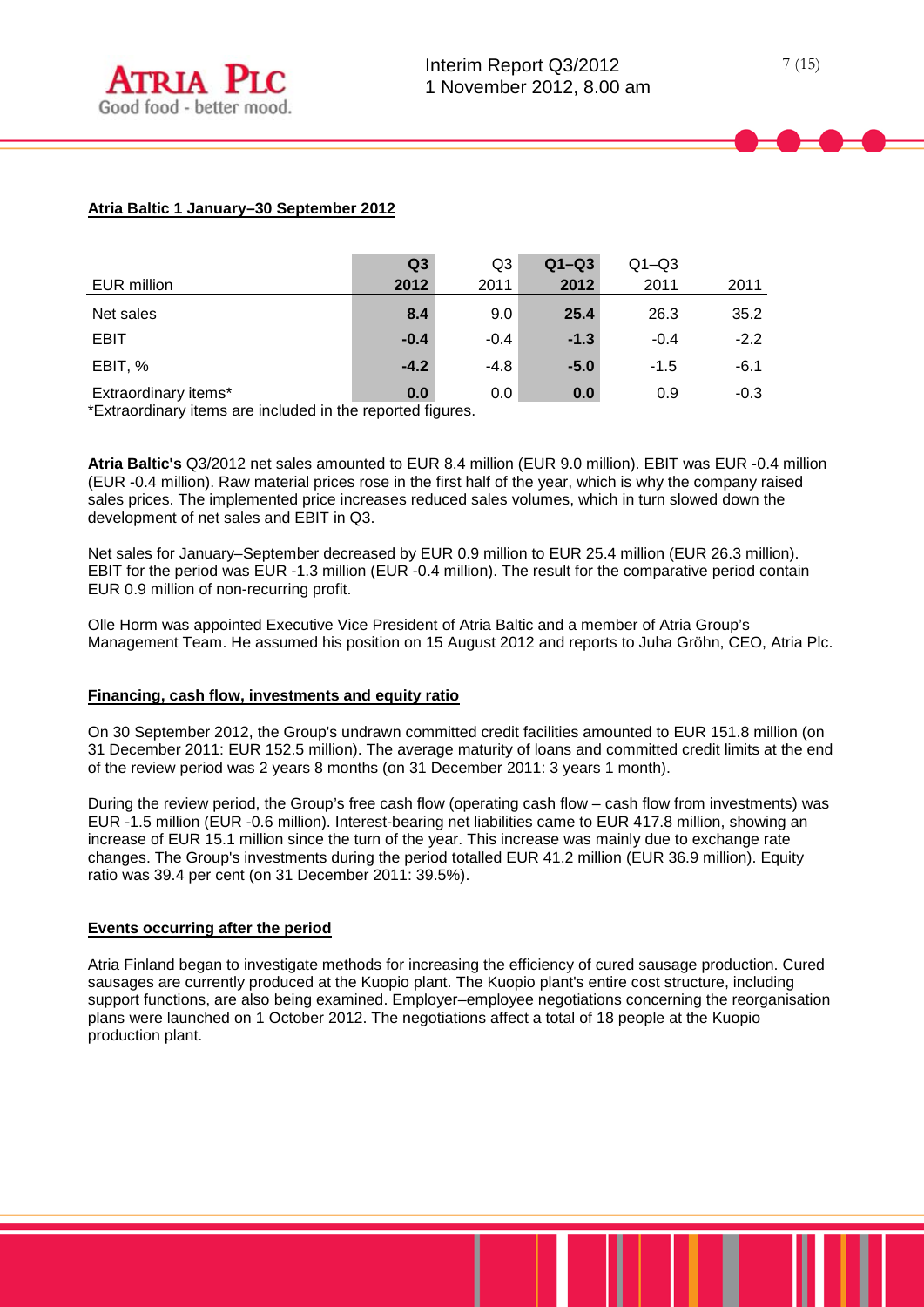## Atria Baltic 1 January–30 September 2012

| EUR million | Q3 2012 | Q3 2011 | Q1–Q3 2012 | Q1–Q3 2011 | 2011 |
|---|---|---|---|---|---|
| Net sales | **8.4** | 9.0 | **25.4** | 26.3 | 35.2 |
| EBIT | **-0.4** | -0.4 | **-1.3** | -0.4 | -2.2 |
| EBIT, % | **-4.2** | -4.8 | **-5.0** | -1.5 | -6.1 |
| Extraordinary items* | **0.0** | 0.0 | **0.0** | 0.9 | -0.3 |

*Extraordinary items are included in the reported figures.

**Atria Baltic's** Q3/2012 net sales amounted to EUR 8.4 million (EUR 9.0 million). EBIT was EUR -0.4 million (EUR -0.4 million). Raw material prices rose in the first half of the year, which is why the company raised sales prices. The implemented price increases reduced sales volumes, which in turn slowed down the development of net sales and EBIT in Q3.

Net sales for January–September decreased by EUR 0.9 million to EUR 25.4 million (EUR 26.3 million). EBIT for the period was EUR -1.3 million (EUR -0.4 million). The result for the comparative period contain EUR 0.9 million of non-recurring profit.

Olle Horm was appointed Executive Vice President of Atria Baltic and a member of Atria Group's Management Team. He assumed his position on 15 August 2012 and reports to Juha Gröhn, CEO, Atria Plc.

## Financing, cash flow, investments and equity ratio

On 30 September 2012, the Group's undrawn committed credit facilities amounted to EUR 151.8 million (on 31 December 2011: EUR 152.5 million). The average maturity of loans and committed credit limits at the end of the review period was 2 years 8 months (on 31 December 2011: 3 years 1 month).

During the review period, the Group's free cash flow (operating cash flow – cash flow from investments) was EUR -1.5 million (EUR -0.6 million). Interest-bearing net liabilities came to EUR 417.8 million, showing an increase of EUR 15.1 million since the turn of the year. This increase was mainly due to exchange rate changes. The Group's investments during the period totalled EUR 41.2 million (EUR 36.9 million). Equity ratio was 39.4 per cent (on 31 December 2011: 39.5%).

## Events occurring after the period

Atria Finland began to investigate methods for increasing the efficiency of cured sausage production. Cured sausages are currently produced at the Kuopio plant. The Kuopio plant's entire cost structure, including support functions, are also being examined. Employer–employee negotiations concerning the reorganisation plans were launched on 1 October 2012. The negotiations affect a total of 18 people at the Kuopio production plant.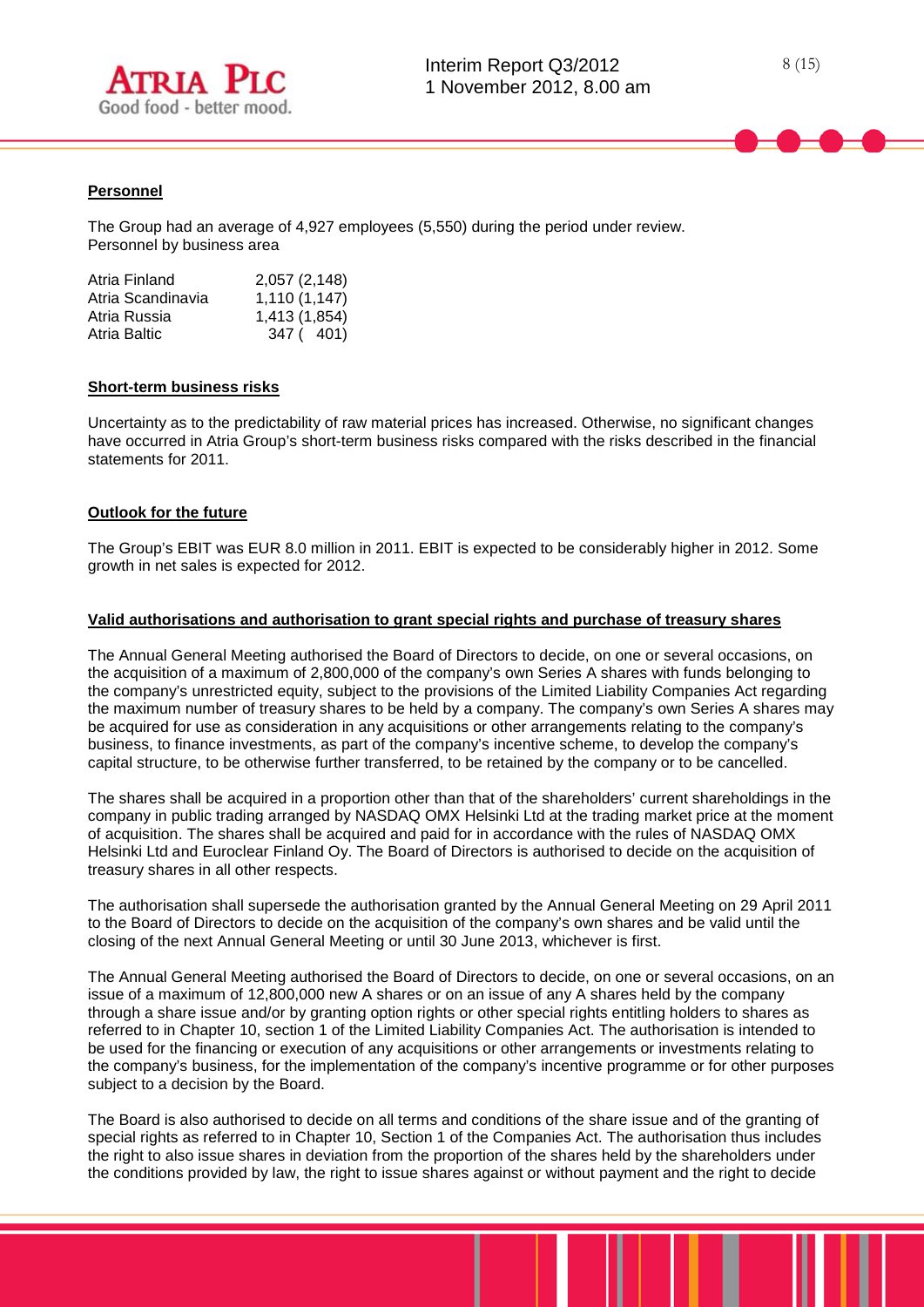**Personnel**

The Group had an average of 4,927 employees (5,550) during the period under review.
Personnel by business area

| | |
|---|---|
| Atria Finland | 2,057 (2,148) |
| Atria Scandinavia | 1,110 (1,147) |
| Atria Russia | 1,413 (1,854) |
| Atria Baltic | 347 ( 401) |

**Short-term business risks**

Uncertainty as to the predictability of raw material prices has increased. Otherwise, no significant changes have occurred in Atria Group's short-term business risks compared with the risks described in the financial statements for 2011.

**Outlook for the future**

The Group's EBIT was EUR 8.0 million in 2011. EBIT is expected to be considerably higher in 2012. Some growth in net sales is expected for 2012.

**Valid authorisations and authorisation to grant special rights and purchase of treasury shares**

The Annual General Meeting authorised the Board of Directors to decide, on one or several occasions, on the acquisition of a maximum of 2,800,000 of the company's own Series A shares with funds belonging to the company's unrestricted equity, subject to the provisions of the Limited Liability Companies Act regarding the maximum number of treasury shares to be held by a company. The company's own Series A shares may be acquired for use as consideration in any acquisitions or other arrangements relating to the company's business, to finance investments, as part of the company's incentive scheme, to develop the company's capital structure, to be otherwise further transferred, to be retained by the company or to be cancelled.

The shares shall be acquired in a proportion other than that of the shareholders' current shareholdings in the company in public trading arranged by NASDAQ OMX Helsinki Ltd at the trading market price at the moment of acquisition. The shares shall be acquired and paid for in accordance with the rules of NASDAQ OMX Helsinki Ltd and Euroclear Finland Oy. The Board of Directors is authorised to decide on the acquisition of treasury shares in all other respects.

The authorisation shall supersede the authorisation granted by the Annual General Meeting on 29 April 2011 to the Board of Directors to decide on the acquisition of the company's own shares and be valid until the closing of the next Annual General Meeting or until 30 June 2013, whichever is first.

The Annual General Meeting authorised the Board of Directors to decide, on one or several occasions, on an issue of a maximum of 12,800,000 new A shares or on an issue of any A shares held by the company through a share issue and/or by granting option rights or other special rights entitling holders to shares as referred to in Chapter 10, section 1 of the Limited Liability Companies Act. The authorisation is intended to be used for the financing or execution of any acquisitions or other arrangements or investments relating to the company's business, for the implementation of the company's incentive programme or for other purposes subject to a decision by the Board.

The Board is also authorised to decide on all terms and conditions of the share issue and of the granting of special rights as referred to in Chapter 10, Section 1 of the Companies Act. The authorisation thus includes the right to also issue shares in deviation from the proportion of the shares held by the shareholders under the conditions provided by law, the right to issue shares against or without payment and the right to decide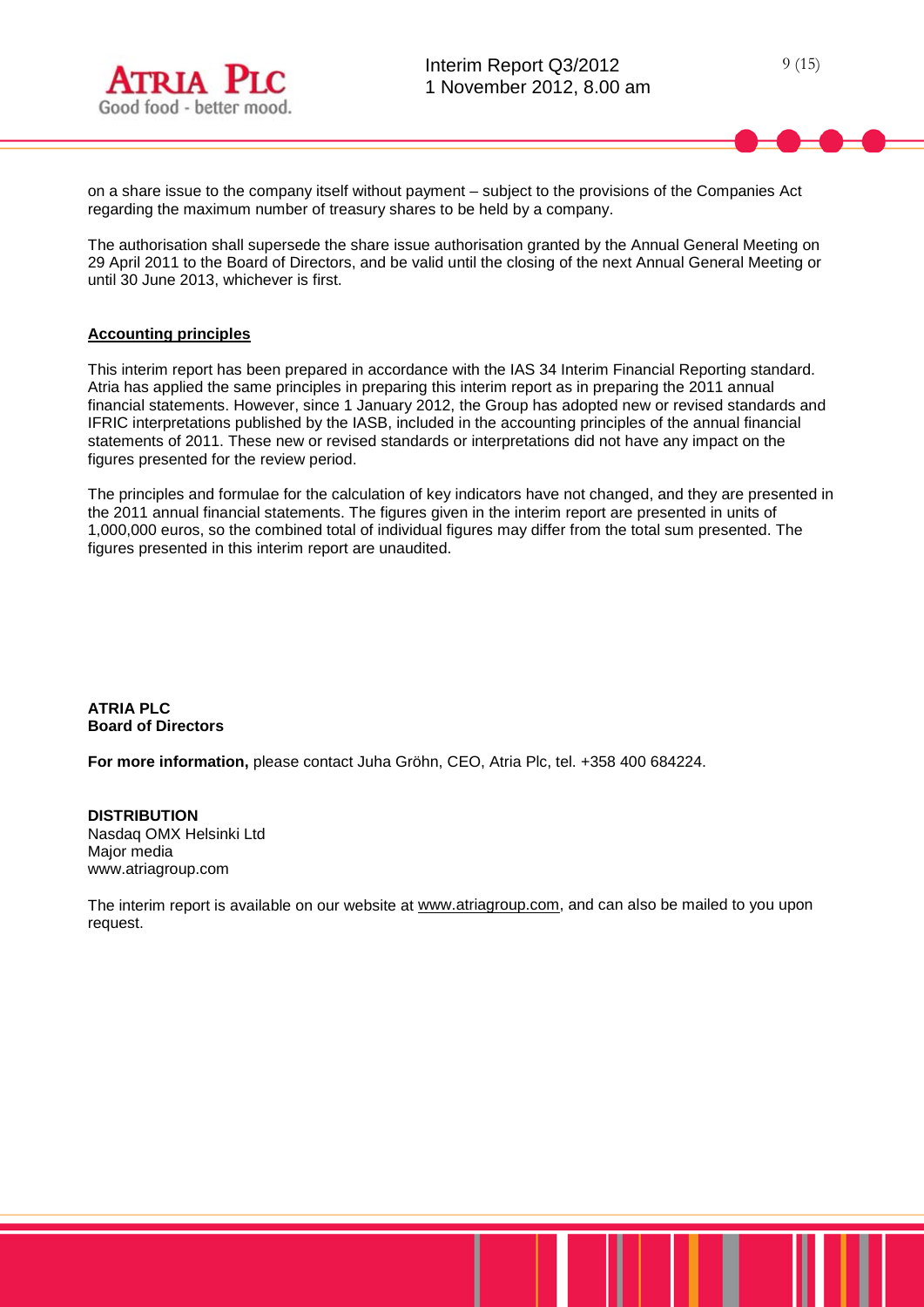on a share issue to the company itself without payment – subject to the provisions of the Companies Act regarding the maximum number of treasury shares to be held by a company.

The authorisation shall supersede the share issue authorisation granted by the Annual General Meeting on 29 April 2011 to the Board of Directors, and be valid until the closing of the next Annual General Meeting or until 30 June 2013, whichever is first.

## Accounting principles

This interim report has been prepared in accordance with the IAS 34 Interim Financial Reporting standard. Atria has applied the same principles in preparing this interim report as in preparing the 2011 annual financial statements. However, since 1 January 2012, the Group has adopted new or revised standards and IFRIC interpretations published by the IASB, included in the accounting principles of the annual financial statements of 2011. These new or revised standards or interpretations did not have any impact on the figures presented for the review period.

The principles and formulae for the calculation of key indicators have not changed, and they are presented in the 2011 annual financial statements. The figures given in the interim report are presented in units of 1,000,000 euros, so the combined total of individual figures may differ from the total sum presented. The figures presented in this interim report are unaudited.

**ATRIA PLC**
**Board of Directors**

**For more information,** please contact Juha Gröhn, CEO, Atria Plc, tel. +358 400 684224.

**DISTRIBUTION**
Nasdaq OMX Helsinki Ltd
Major media
www.atriagroup.com

The interim report is available on our website at www.atriagroup.com, and can also be mailed to you upon request.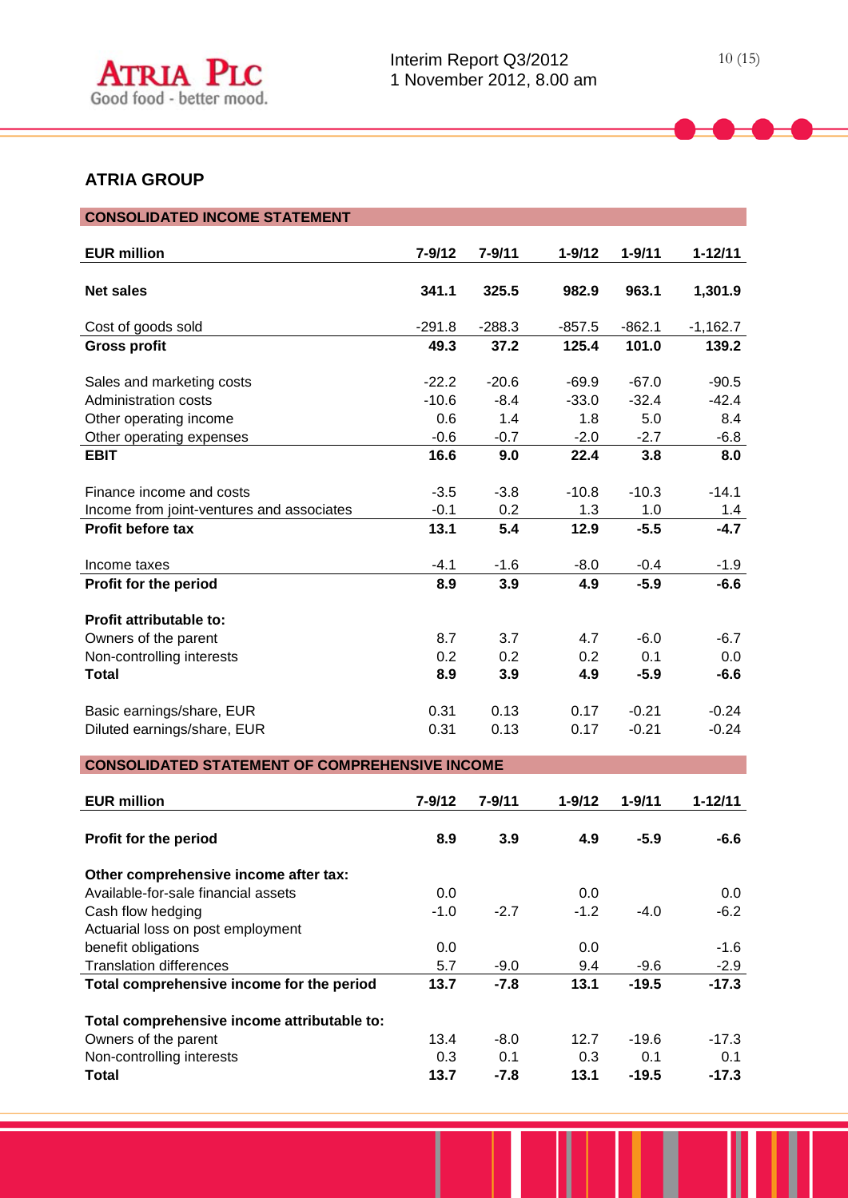## ATRIA GROUP

### CONSOLIDATED INCOME STATEMENT

| EUR million | 7-9/12 | 7-9/11 | 1-9/12 | 1-9/11 | 1-12/11 |
|---|---|---|---|---|---|
| **Net sales** | **341.1** | **325.5** | **982.9** | **963.1** | **1,301.9** |
| Cost of goods sold | -291.8 | -288.3 | -857.5 | -862.1 | -1,162.7 |
| **Gross profit** | **49.3** | **37.2** | **125.4** | **101.0** | **139.2** |
| Sales and marketing costs | -22.2 | -20.6 | -69.9 | -67.0 | -90.5 |
| Administration costs | -10.6 | -8.4 | -33.0 | -32.4 | -42.4 |
| Other operating income | 0.6 | 1.4 | 1.8 | 5.0 | 8.4 |
| Other operating expenses | -0.6 | -0.7 | -2.0 | -2.7 | -6.8 |
| **EBIT** | **16.6** | **9.0** | **22.4** | **3.8** | **8.0** |
| Finance income and costs | -3.5 | -3.8 | -10.8 | -10.3 | -14.1 |
| Income from joint-ventures and associates | -0.1 | 0.2 | 1.3 | 1.0 | 1.4 |
| **Profit before tax** | **13.1** | **5.4** | **12.9** | **-5.5** | **-4.7** |
| Income taxes | -4.1 | -1.6 | -8.0 | -0.4 | -1.9 |
| **Profit for the period** | **8.9** | **3.9** | **4.9** | **-5.9** | **-6.6** |
| **Profit attributable to:** | | | | | |
| Owners of the parent | 8.7 | 3.7 | 4.7 | -6.0 | -6.7 |
| Non-controlling interests | 0.2 | 0.2 | 0.2 | 0.1 | 0.0 |
| **Total** | **8.9** | **3.9** | **4.9** | **-5.9** | **-6.6** |
| Basic earnings/share, EUR | 0.31 | 0.13 | 0.17 | -0.21 | -0.24 |
| Diluted earnings/share, EUR | 0.31 | 0.13 | 0.17 | -0.21 | -0.24 |

### CONSOLIDATED STATEMENT OF COMPREHENSIVE INCOME

| EUR million | 7-9/12 | 7-9/11 | 1-9/12 | 1-9/11 | 1-12/11 |
|---|---|---|---|---|---|
| **Profit for the period** | **8.9** | **3.9** | **4.9** | **-5.9** | **-6.6** |
| **Other comprehensive income after tax:** | | | | | |
| Available-for-sale financial assets | 0.0 | | 0.0 | | 0.0 |
| Cash flow hedging | -1.0 | -2.7 | -1.2 | -4.0 | -6.2 |
| Actuarial loss on post employment benefit obligations | 0.0 | | 0.0 | | -1.6 |
| Translation differences | 5.7 | -9.0 | 9.4 | -9.6 | -2.9 |
| **Total comprehensive income for the period** | **13.7** | **-7.8** | **13.1** | **-19.5** | **-17.3** |
| **Total comprehensive income attributable to:** | | | | | |
| Owners of the parent | 13.4 | -8.0 | 12.7 | -19.6 | -17.3 |
| Non-controlling interests | 0.3 | 0.1 | 0.3 | 0.1 | 0.1 |
| **Total** | **13.7** | **-7.8** | **13.1** | **-19.5** | **-17.3** |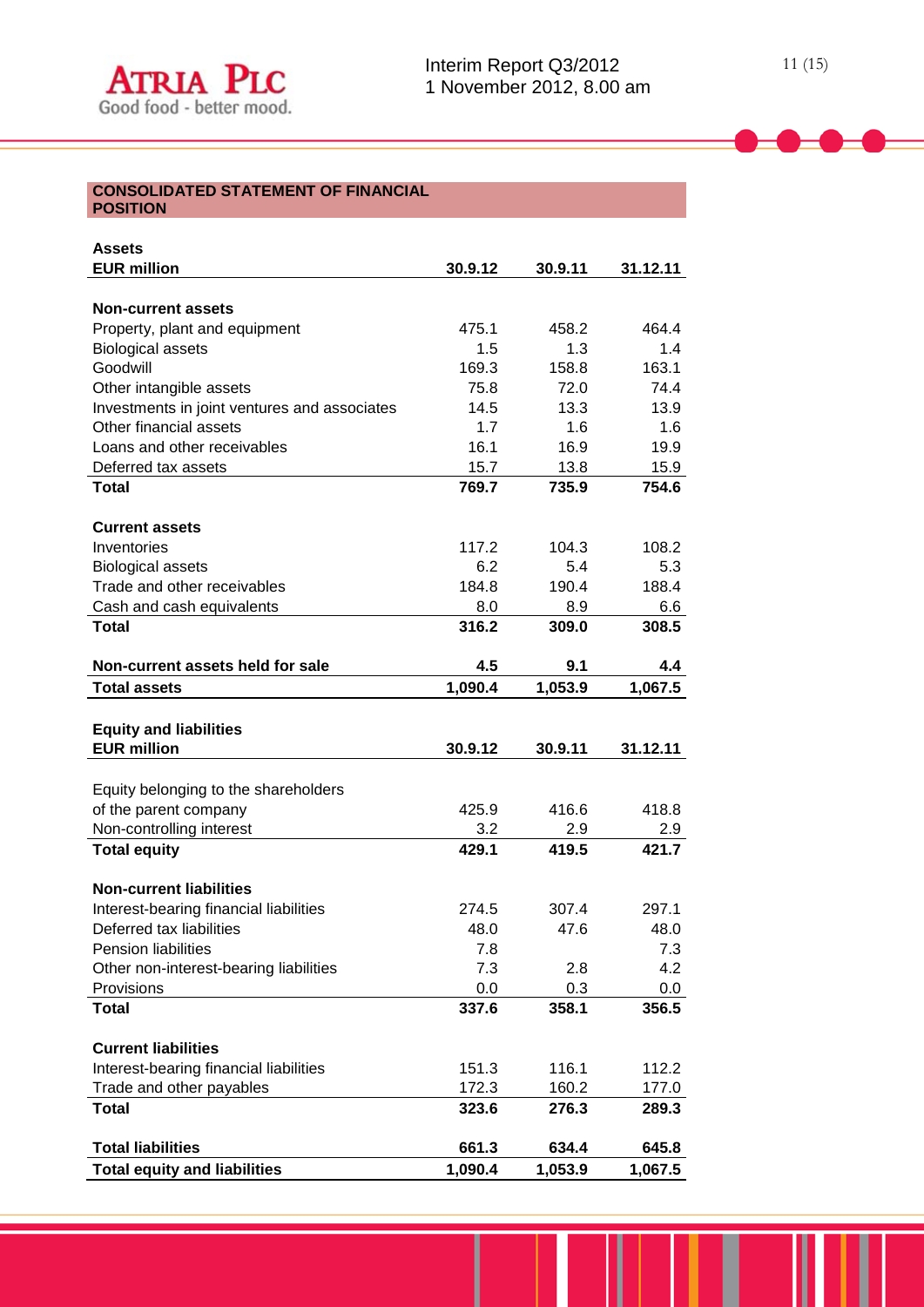## CONSOLIDATED STATEMENT OF FINANCIAL POSITION

| Assets<br>EUR million | 30.9.12 | 30.9.11 | 31.12.11 |
|---|---|---|---|
| **Non-current assets** | | | |
| Property, plant and equipment | 475.1 | 458.2 | 464.4 |
| Biological assets | 1.5 | 1.3 | 1.4 |
| Goodwill | 169.3 | 158.8 | 163.1 |
| Other intangible assets | 75.8 | 72.0 | 74.4 |
| Investments in joint ventures and associates | 14.5 | 13.3 | 13.9 |
| Other financial assets | 1.7 | 1.6 | 1.6 |
| Loans and other receivables | 16.1 | 16.9 | 19.9 |
| Deferred tax assets | 15.7 | 13.8 | 15.9 |
| **Total** | **769.7** | **735.9** | **754.6** |
| **Current assets** | | | |
| Inventories | 117.2 | 104.3 | 108.2 |
| Biological assets | 6.2 | 5.4 | 5.3 |
| Trade and other receivables | 184.8 | 190.4 | 188.4 |
| Cash and cash equivalents | 8.0 | 8.9 | 6.6 |
| **Total** | **316.2** | **309.0** | **308.5** |
| **Non-current assets held for sale** | **4.5** | **9.1** | **4.4** |
| **Total assets** | **1,090.4** | **1,053.9** | **1,067.5** |

| Equity and liabilities<br>EUR million | 30.9.12 | 30.9.11 | 31.12.11 |
|---|---|---|---|
| Equity belonging to the shareholders of the parent company | 425.9 | 416.6 | 418.8 |
| Non-controlling interest | 3.2 | 2.9 | 2.9 |
| **Total equity** | **429.1** | **419.5** | **421.7** |
| **Non-current liabilities** | | | |
| Interest-bearing financial liabilities | 274.5 | 307.4 | 297.1 |
| Deferred tax liabilities | 48.0 | 47.6 | 48.0 |
| Pension liabilities | 7.8 | | 7.3 |
| Other non-interest-bearing liabilities | 7.3 | 2.8 | 4.2 |
| Provisions | 0.0 | 0.3 | 0.0 |
| **Total** | **337.6** | **358.1** | **356.5** |
| **Current liabilities** | | | |
| Interest-bearing financial liabilities | 151.3 | 116.1 | 112.2 |
| Trade and other payables | 172.3 | 160.2 | 177.0 |
| **Total** | **323.6** | **276.3** | **289.3** |
| **Total liabilities** | **661.3** | **634.4** | **645.8** |
| **Total equity and liabilities** | **1,090.4** | **1,053.9** | **1,067.5** |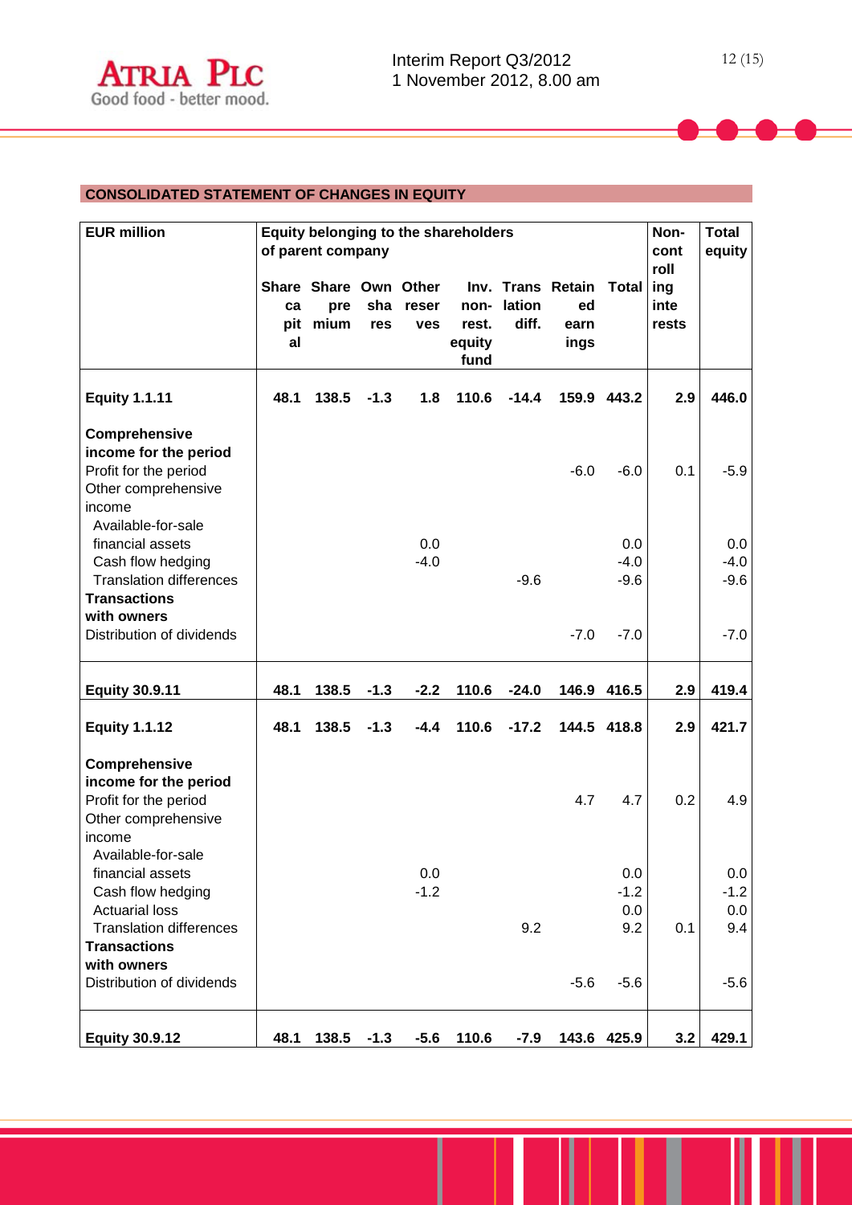## CONSOLIDATED STATEMENT OF CHANGES IN EQUITY

| EUR million | Equity belonging to the shareholders of parent company | | | | | | | | Non-controlling interests | Total equity |
|---|---|---|---|---|---|---|---|---|---|---|
| | Share capital | Share premium | Own shares | Other reserves | Inv. non-rest. equity fund | Translation diff. | Retained earnings | Total | | |
| **Equity 1.1.11** | **48.1** | **138.5** | **-1.3** | **1.8** | **110.6** | **-14.4** | **159.9** | **443.2** | **2.9** | **446.0** |
| **Comprehensive income for the period** | | | | | | | | | | |
| Profit for the period | | | | | | | -6.0 | -6.0 | 0.1 | -5.9 |
| Other comprehensive income | | | | | | | | | | |
| Available-for-sale financial assets | | | | 0.0 | | | | 0.0 | | 0.0 |
| Cash flow hedging | | | | -4.0 | | | | -4.0 | | -4.0 |
| Translation differences | | | | | | -9.6 | | -9.6 | | -9.6 |
| **Transactions with owners** | | | | | | | | | | |
| Distribution of dividends | | | | | | | -7.0 | -7.0 | | -7.0 |
| **Equity 30.9.11** | **48.1** | **138.5** | **-1.3** | **-2.2** | **110.6** | **-24.0** | **146.9** | **416.5** | **2.9** | **419.4** |
| **Equity 1.1.12** | **48.1** | **138.5** | **-1.3** | **-4.4** | **110.6** | **-17.2** | **144.5** | **418.8** | **2.9** | **421.7** |
| **Comprehensive income for the period** | | | | | | | | | | |
| Profit for the period | | | | | | | 4.7 | 4.7 | 0.2 | 4.9 |
| Other comprehensive income | | | | | | | | | | |
| Available-for-sale financial assets | | | | 0.0 | | | | 0.0 | | 0.0 |
| Cash flow hedging | | | | -1.2 | | | | -1.2 | | -1.2 |
| Actuarial loss | | | | | | | | 0.0 | | 0.0 |
| Translation differences | | | | | | 9.2 | | 9.2 | 0.1 | 9.4 |
| **Transactions with owners** | | | | | | | | | | |
| Distribution of dividends | | | | | | | -5.6 | -5.6 | | -5.6 |
| **Equity 30.9.12** | **48.1** | **138.5** | **-1.3** | **-5.6** | **110.6** | **-7.9** | **143.6** | **425.9** | **3.2** | **429.1** |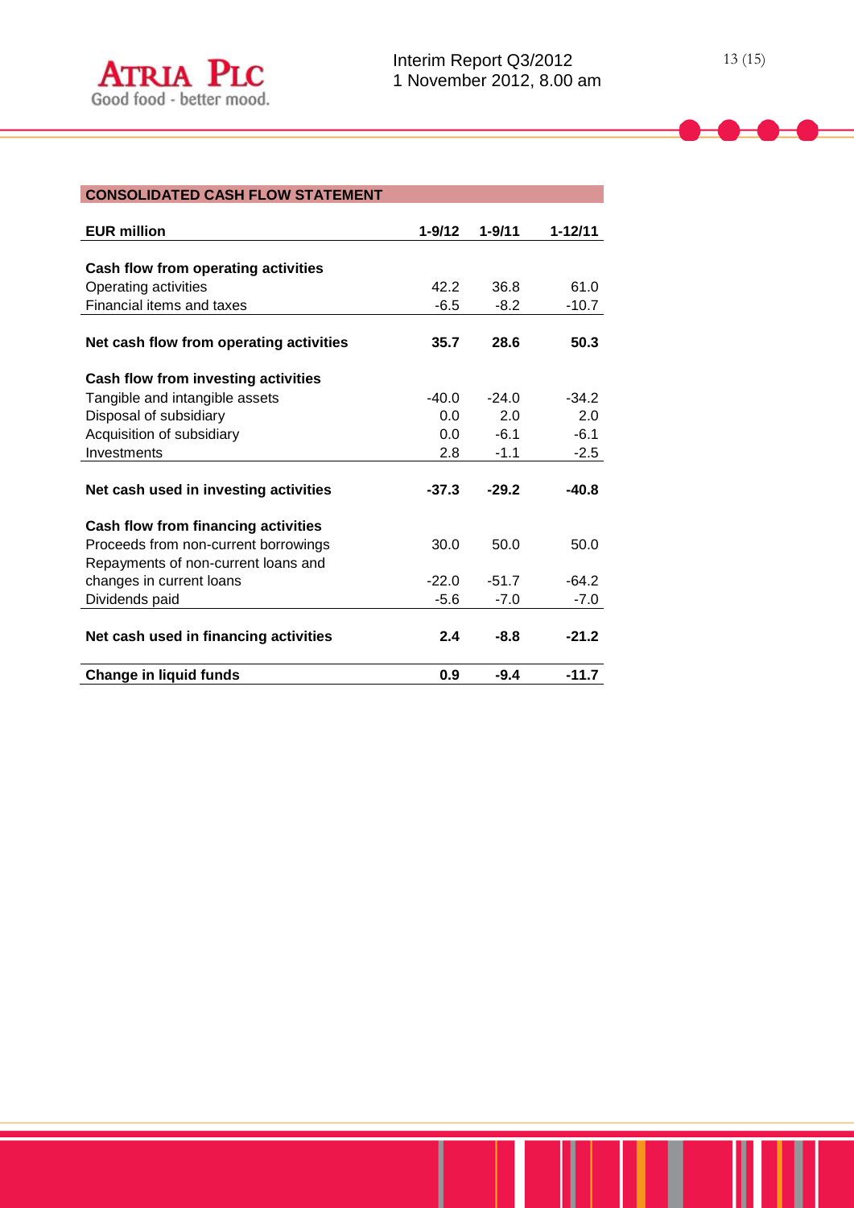## CONSOLIDATED CASH FLOW STATEMENT

| EUR million | 1-9/12 | 1-9/11 | 1-12/11 |
|---|---|---|---|
| **Cash flow from operating activities** | | | |
| Operating activities | 42.2 | 36.8 | 61.0 |
| Financial items and taxes | -6.5 | -8.2 | -10.7 |
| **Net cash flow from operating activities** | **35.7** | **28.6** | **50.3** |
| **Cash flow from investing activities** | | | |
| Tangible and intangible assets | -40.0 | -24.0 | -34.2 |
| Disposal of subsidiary | 0.0 | 2.0 | 2.0 |
| Acquisition of subsidiary | 0.0 | -6.1 | -6.1 |
| Investments | 2.8 | -1.1 | -2.5 |
| **Net cash used in investing activities** | **-37.3** | **-29.2** | **-40.8** |
| **Cash flow from financing activities** | | | |
| Proceeds from non-current borrowings | 30.0 | 50.0 | 50.0 |
| Repayments of non-current loans and changes in current loans | -22.0 | -51.7 | -64.2 |
| Dividends paid | -5.6 | -7.0 | -7.0 |
| **Net cash used in financing activities** | **2.4** | **-8.8** | **-21.2** |
| **Change in liquid funds** | **0.9** | **-9.4** | **-11.7** |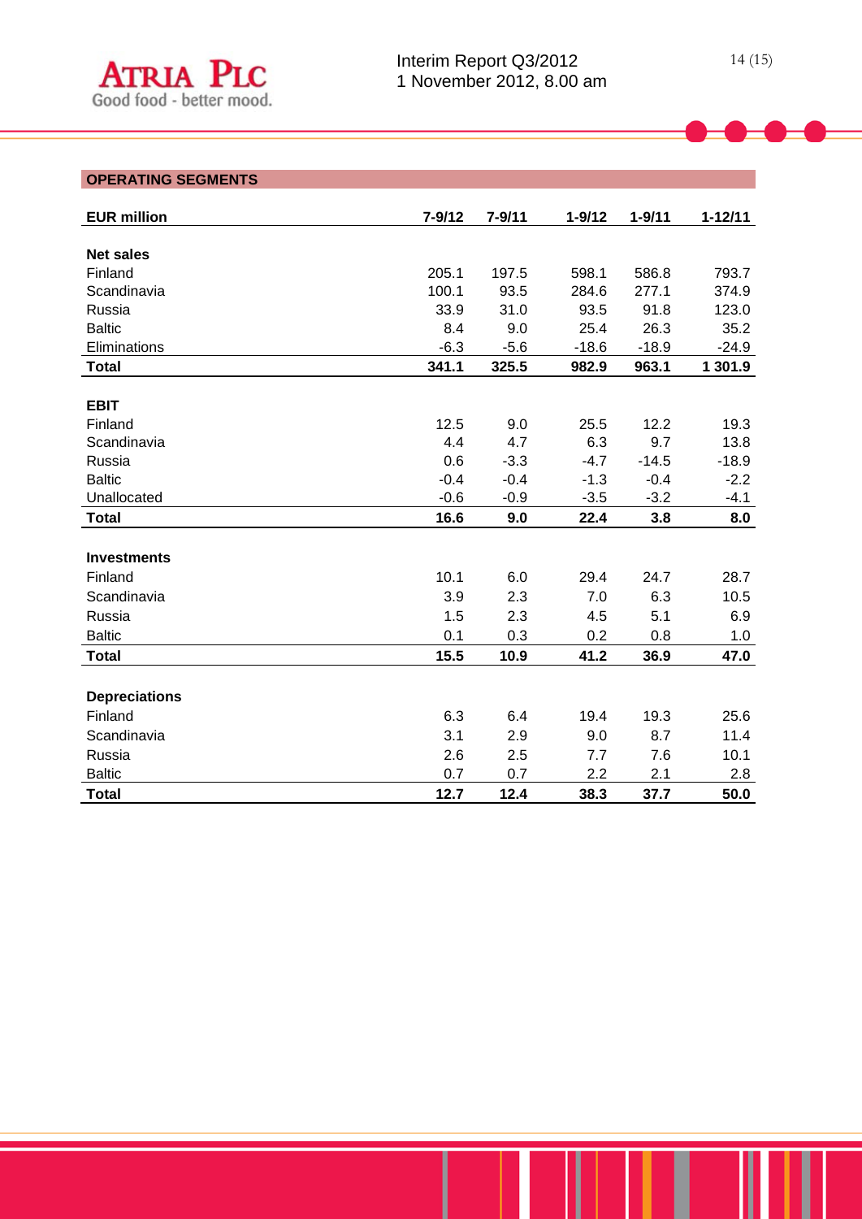## OPERATING SEGMENTS

| EUR million | 7-9/12 | 7-9/11 | 1-9/12 | 1-9/11 | 1-12/11 |
|---|---|---|---|---|---|
| **Net sales** | | | | | |
| Finland | 205.1 | 197.5 | 598.1 | 586.8 | 793.7 |
| Scandinavia | 100.1 | 93.5 | 284.6 | 277.1 | 374.9 |
| Russia | 33.9 | 31.0 | 93.5 | 91.8 | 123.0 |
| Baltic | 8.4 | 9.0 | 25.4 | 26.3 | 35.2 |
| Eliminations | -6.3 | -5.6 | -18.6 | -18.9 | -24.9 |
| **Total** | **341.1** | **325.5** | **982.9** | **963.1** | **1 301.9** |
| **EBIT** | | | | | |
| Finland | 12.5 | 9.0 | 25.5 | 12.2 | 19.3 |
| Scandinavia | 4.4 | 4.7 | 6.3 | 9.7 | 13.8 |
| Russia | 0.6 | -3.3 | -4.7 | -14.5 | -18.9 |
| Baltic | -0.4 | -0.4 | -1.3 | -0.4 | -2.2 |
| Unallocated | -0.6 | -0.9 | -3.5 | -3.2 | -4.1 |
| **Total** | **16.6** | **9.0** | **22.4** | **3.8** | **8.0** |
| **Investments** | | | | | |
| Finland | 10.1 | 6.0 | 29.4 | 24.7 | 28.7 |
| Scandinavia | 3.9 | 2.3 | 7.0 | 6.3 | 10.5 |
| Russia | 1.5 | 2.3 | 4.5 | 5.1 | 6.9 |
| Baltic | 0.1 | 0.3 | 0.2 | 0.8 | 1.0 |
| **Total** | **15.5** | **10.9** | **41.2** | **36.9** | **47.0** |
| **Depreciations** | | | | | |
| Finland | 6.3 | 6.4 | 19.4 | 19.3 | 25.6 |
| Scandinavia | 3.1 | 2.9 | 9.0 | 8.7 | 11.4 |
| Russia | 2.6 | 2.5 | 7.7 | 7.6 | 10.1 |
| Baltic | 0.7 | 0.7 | 2.2 | 2.1 | 2.8 |
| **Total** | **12.7** | **12.4** | **38.3** | **37.7** | **50.0** |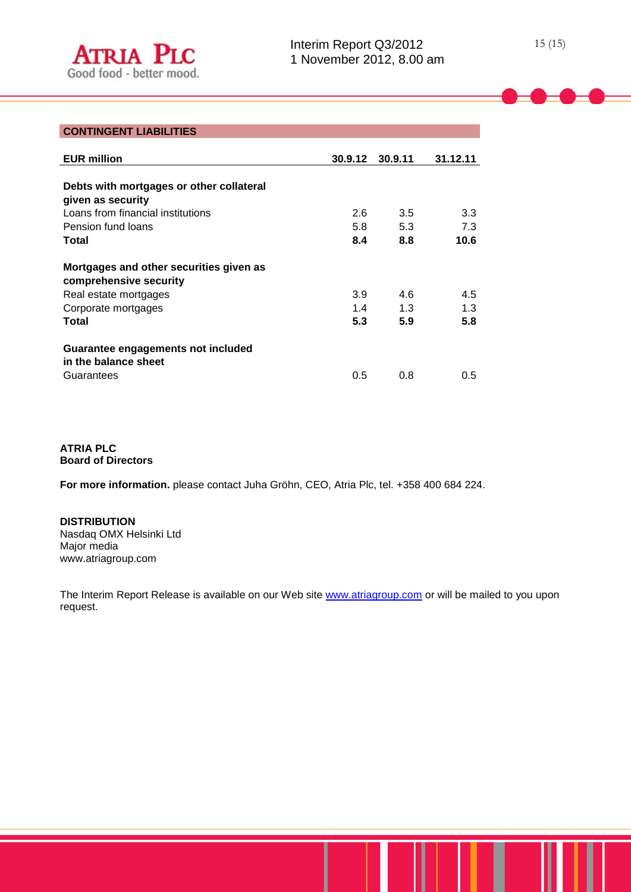## CONTINGENT LIABILITIES

| EUR million | 30.9.12 | 30.9.11 | 31.12.11 |
|---|---|---|---|
| **Debts with mortgages or other collateral given as security** | | | |
| Loans from financial institutions | 2.6 | 3.5 | 3.3 |
| Pension fund loans | 5.8 | 5.3 | 7.3 |
| **Total** | **8.4** | **8.8** | **10.6** |
| **Mortgages and other securities given as comprehensive security** | | | |
| Real estate mortgages | 3.9 | 4.6 | 4.5 |
| Corporate mortgages | 1.4 | 1.3 | 1.3 |
| **Total** | **5.3** | **5.9** | **5.8** |
| **Guarantee engagements not included in the balance sheet** | | | |
| Guarantees | 0.5 | 0.8 | 0.5 |

**ATRIA PLC**
**Board of Directors**

**For more information.** please contact Juha Gröhn, CEO, Atria Plc, tel. +358 400 684 224.

**DISTRIBUTION**
Nasdaq OMX Helsinki Ltd
Major media
www.atriagroup.com

The Interim Report Release is available on our Web site www.atriagroup.com or will be mailed to you upon request.